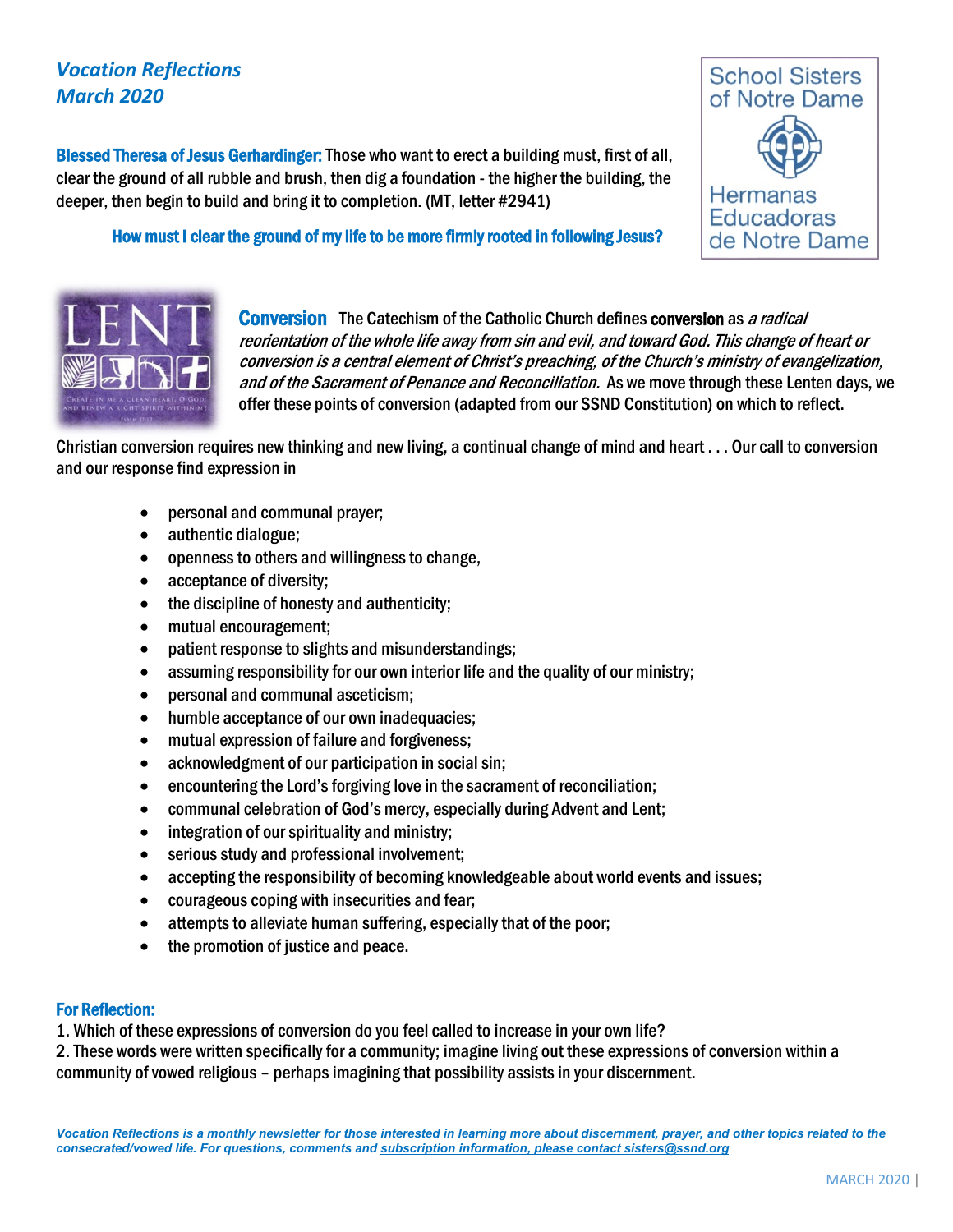# *Vocation Reflections*
## *March 2020*

School Sisters of Notre Dame

Hermanas Educadoras de Notre Dame

**Blessed Theresa of Jesus Gerhardinger:** Those who want to erect a building must, first of all, clear the ground of all rubble and brush, then dig a foundation - the higher the building, the deeper, then begin to build and bring it to completion. (MT, letter #2941)

**How must I clear the ground of my life to be more firmly rooted in following Jesus?**

**Conversion** The Catechism of the Catholic Church defines **conversion** as *a radical reorientation of the whole life away from sin and evil, and toward God. This change of heart or conversion is a central element of Christ's preaching, of the Church's ministry of evangelization, and of the Sacrament of Penance and Reconciliation.* As we move through these Lenten days, we offer these points of conversion (adapted from our SSND Constitution) on which to reflect.

Christian conversion requires new thinking and new living, a continual change of mind and heart . . . Our call to conversion and our response find expression in

- personal and communal prayer;
- authentic dialogue;
- openness to others and willingness to change,
- acceptance of diversity;
- the discipline of honesty and authenticity;
- mutual encouragement;
- patient response to slights and misunderstandings;
- assuming responsibility for our own interior life and the quality of our ministry;
- personal and communal asceticism;
- humble acceptance of our own inadequacies;
- mutual expression of failure and forgiveness;
- acknowledgment of our participation in social sin;
- encountering the Lord's forgiving love in the sacrament of reconciliation;
- communal celebration of God's mercy, especially during Advent and Lent;
- integration of our spirituality and ministry;
- serious study and professional involvement;
- accepting the responsibility of becoming knowledgeable about world events and issues;
- courageous coping with insecurities and fear;
- attempts to alleviate human suffering, especially that of the poor;
- the promotion of justice and peace.

**For Reflection:**

1. Which of these expressions of conversion do you feel called to increase in your own life?
2. These words were written specifically for a community; imagine living out these expressions of conversion within a community of vowed religious – perhaps imagining that possibility assists in your discernment.

***Vocation Reflections is a monthly newsletter for those interested in learning more about discernment, prayer, and other topics related to the consecrated/vowed life. For questions, comments and subscription information, please contact sisters@ssnd.org***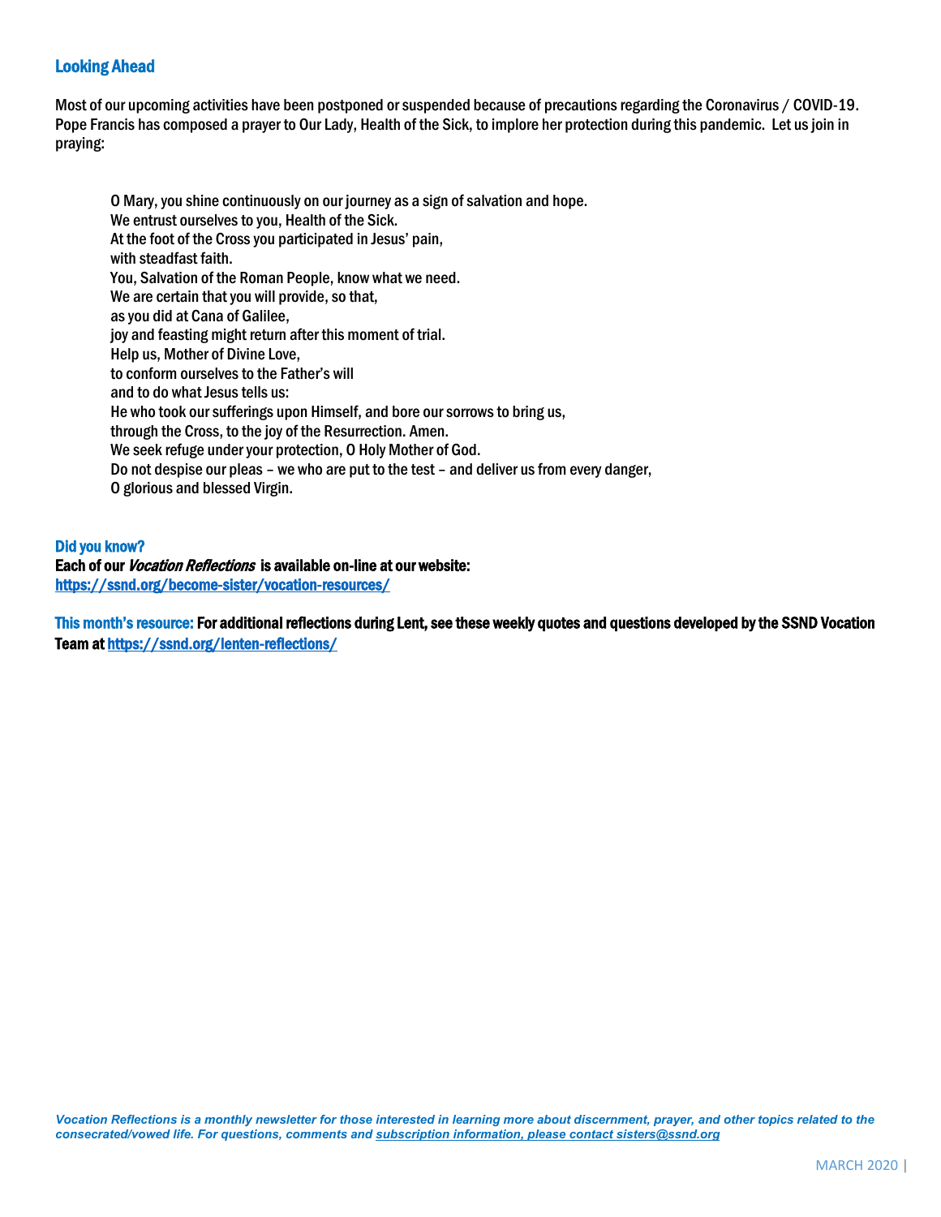## Looking Ahead

Most of our upcoming activities have been postponed or suspended because of precautions regarding the Coronavirus / COVID-19. Pope Francis has composed a prayer to Our Lady, Health of the Sick, to implore her protection during this pandemic. Let us join in praying:

> O Mary, you shine continuously on our journey as a sign of salvation and hope.
> We entrust ourselves to you, Health of the Sick.
> At the foot of the Cross you participated in Jesus' pain,
> with steadfast faith.
> You, Salvation of the Roman People, know what we need.
> We are certain that you will provide, so that,
> as you did at Cana of Galilee,
> joy and feasting might return after this moment of trial.
> Help us, Mother of Divine Love,
> to conform ourselves to the Father's will
> and to do what Jesus tells us:
> He who took our sufferings upon Himself, and bore our sorrows to bring us,
> through the Cross, to the joy of the Resurrection. Amen.
> We seek refuge under your protection, O Holy Mother of God.
> Do not despise our pleas – we who are put to the test – and deliver us from every danger,
> O glorious and blessed Virgin.

**Did you know?**
**Each of our *Vocation Reflections* is available on-line at our website:**
**https://ssnd.org/become-sister/vocation-resources/**

**This month's resource: For additional reflections during Lent, see these weekly quotes and questions developed by the SSND Vocation Team at https://ssnd.org/lenten-reflections/**

***Vocation Reflections is a monthly newsletter for those interested in learning more about discernment, prayer, and other topics related to the consecrated/vowed life. For questions, comments and subscription information, please contact sisters@ssnd.org***